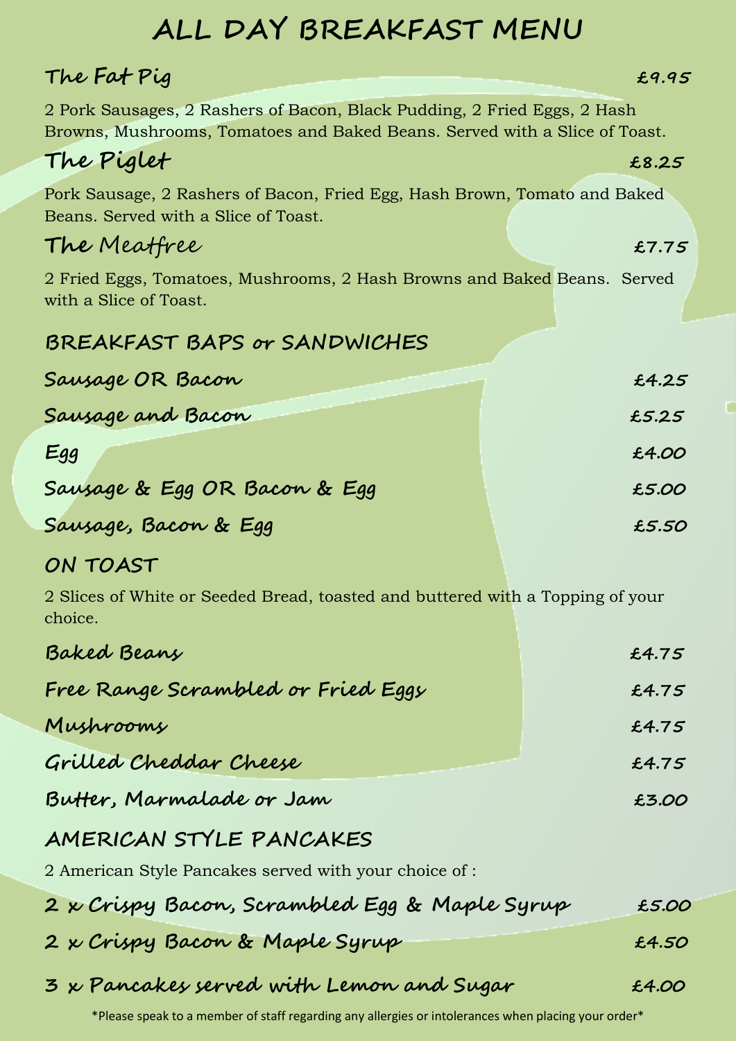# ALL DAY BREAKFAST MENU

## The Fat Pig — £9.95

2 Pork Sausages, 2 Rashers of Bacon, Black Pudding, 2 Fried Eggs, 2 Hash Browns, Mushrooms, Tomatoes and Baked Beans. Served with a Slice of Toast.

## The Piglet — £8.25

Pork Sausage, 2 Rashers of Bacon, Fried Egg, Hash Brown, Tomato and Baked Beans. Served with a Slice of Toast.

## The Meatfree — £7.75

2 Fried Eggs, Tomatoes, Mushrooms, 2 Hash Browns and Baked Beans. Served with a Slice of Toast.

## BREAKFAST BAPS or SANDWICHES

| Item | Price |
|---|---|
| Sausage OR Bacon | £4.25 |
| Sausage and Bacon | £5.25 |
| Egg | £4.00 |
| Sausage & Egg OR Bacon & Egg | £5.00 |
| Sausage, Bacon & Egg | £5.50 |

## ON TOAST

2 Slices of White or Seeded Bread, toasted and buttered with a Topping of your choice.

| Item | Price |
|---|---|
| Baked Beans | £4.75 |
| Free Range Scrambled or Fried Eggs | £4.75 |
| Mushrooms | £4.75 |
| Grilled Cheddar Cheese | £4.75 |
| Butter, Marmalade or Jam | £3.00 |

## AMERICAN STYLE PANCAKES

2 American Style Pancakes served with your choice of :

| Item | Price |
|---|---|
| 2 x Crispy Bacon, Scrambled Egg & Maple Syrup | £5.00 |
| 2 x Crispy Bacon & Maple Syrup | £4.50 |
| 3 x Pancakes served with Lemon and Sugar | £4.00 |

*Please speak to a member of staff regarding any allergies or intolerances when placing your order*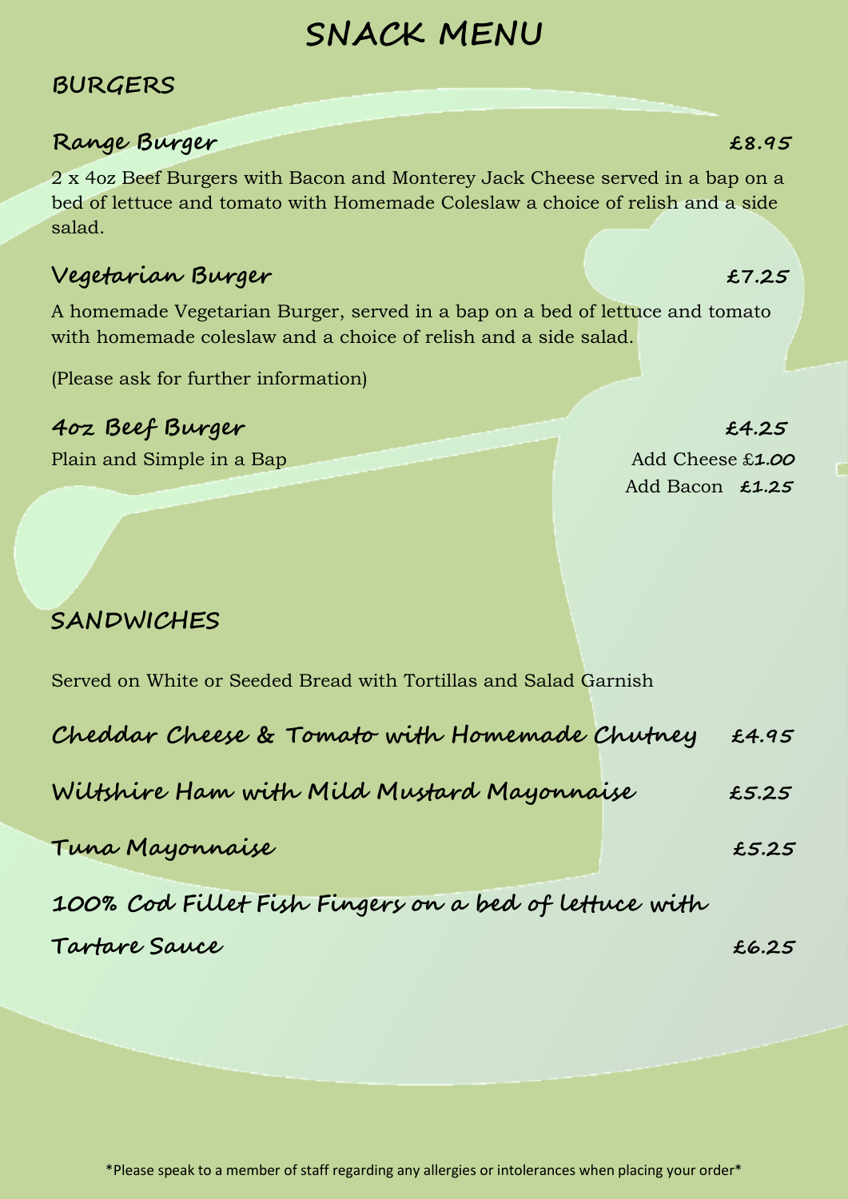# SNACK MENU

## BURGERS

### Range Burger — £8.95

2 x 4oz Beef Burgers with Bacon and Monterey Jack Cheese served in a bap on a bed of lettuce and tomato with Homemade Coleslaw a choice of relish and a side salad.

### Vegetarian Burger — £7.25

A homemade Vegetarian Burger, served in a bap on a bed of lettuce and tomato with homemade coleslaw and a choice of relish and a side salad.

(Please ask for further information)

### 4oz Beef Burger — £4.25

Plain and Simple in a Bap

Add Cheese £1.00

Add Bacon £1.25

## SANDWICHES

Served on White or Seeded Bread with Tortillas and Salad Garnish

**Cheddar Cheese & Tomato with Homemade Chutney** — £4.95

**Wiltshire Ham with Mild Mustard Mayonnaise** — £5.25

**Tuna Mayonnaise** — £5.25

**100% Cod Fillet Fish Fingers on a bed of lettuce with Tartare Sauce** — £6.25

*Please speak to a member of staff regarding any allergies or intolerances when placing your order*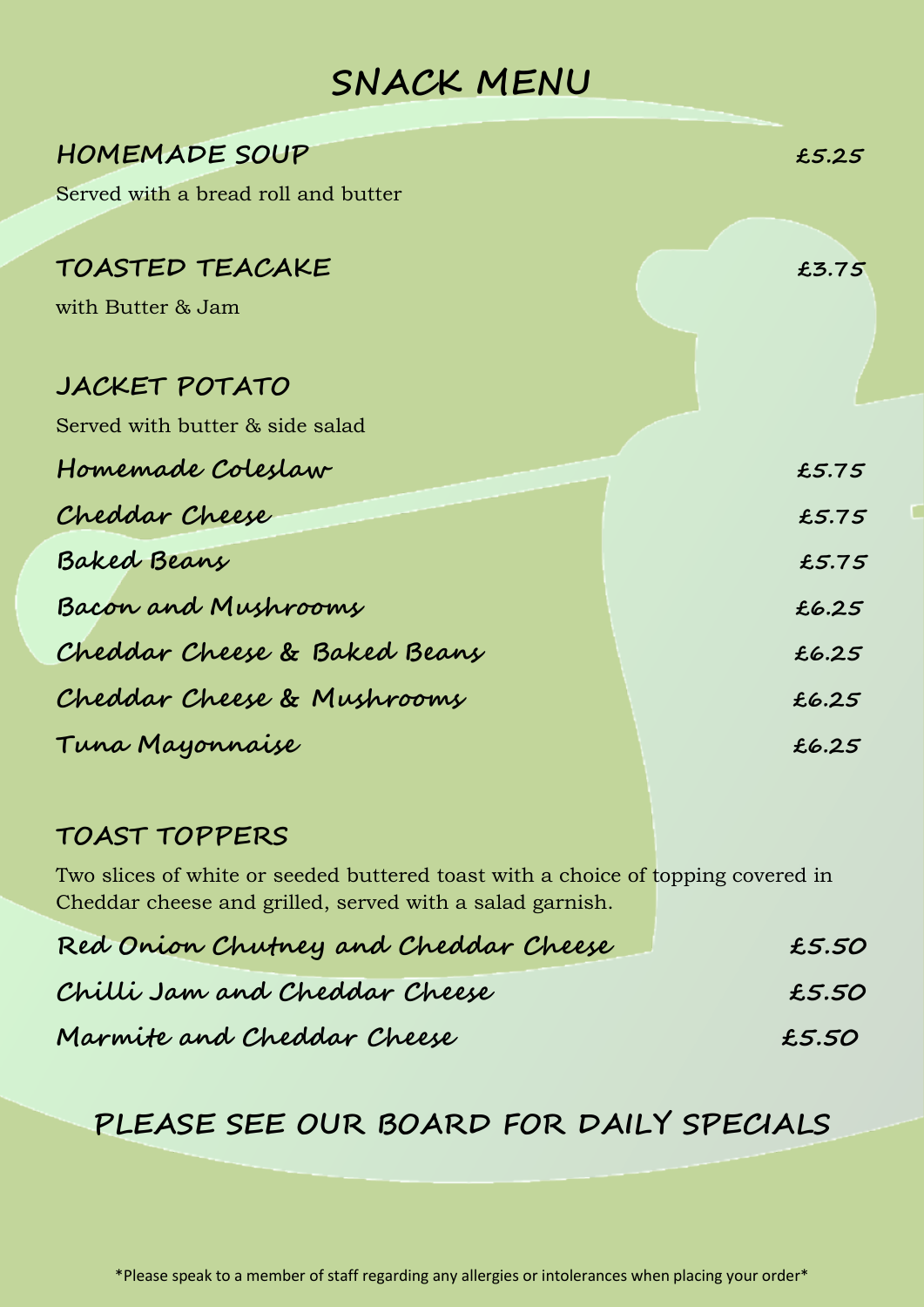# SNACK MENU

## HOMEMADE SOUP — £5.25

Served with a bread roll and butter

## TOASTED TEACAKE — £3.75

with Butter & Jam

## JACKET POTATO

Served with butter & side salad

| Item | Price |
|---|---|
| Homemade Coleslaw | £5.75 |
| Cheddar Cheese | £5.75 |
| Baked Beans | £5.75 |
| Bacon and Mushrooms | £6.25 |
| Cheddar Cheese & Baked Beans | £6.25 |
| Cheddar Cheese & Mushrooms | £6.25 |
| Tuna Mayonnaise | £6.25 |

## TOAST TOPPERS

Two slices of white or seeded buttered toast with a choice of topping covered in Cheddar cheese and grilled, served with a salad garnish.

| Item | Price |
|---|---|
| Red Onion Chutney and Cheddar Cheese | £5.50 |
| Chilli Jam and Cheddar Cheese | £5.50 |
| Marmite and Cheddar Cheese | £5.50 |

## PLEASE SEE OUR BOARD FOR DAILY SPECIALS

*Please speak to a member of staff regarding any allergies or intolerances when placing your order*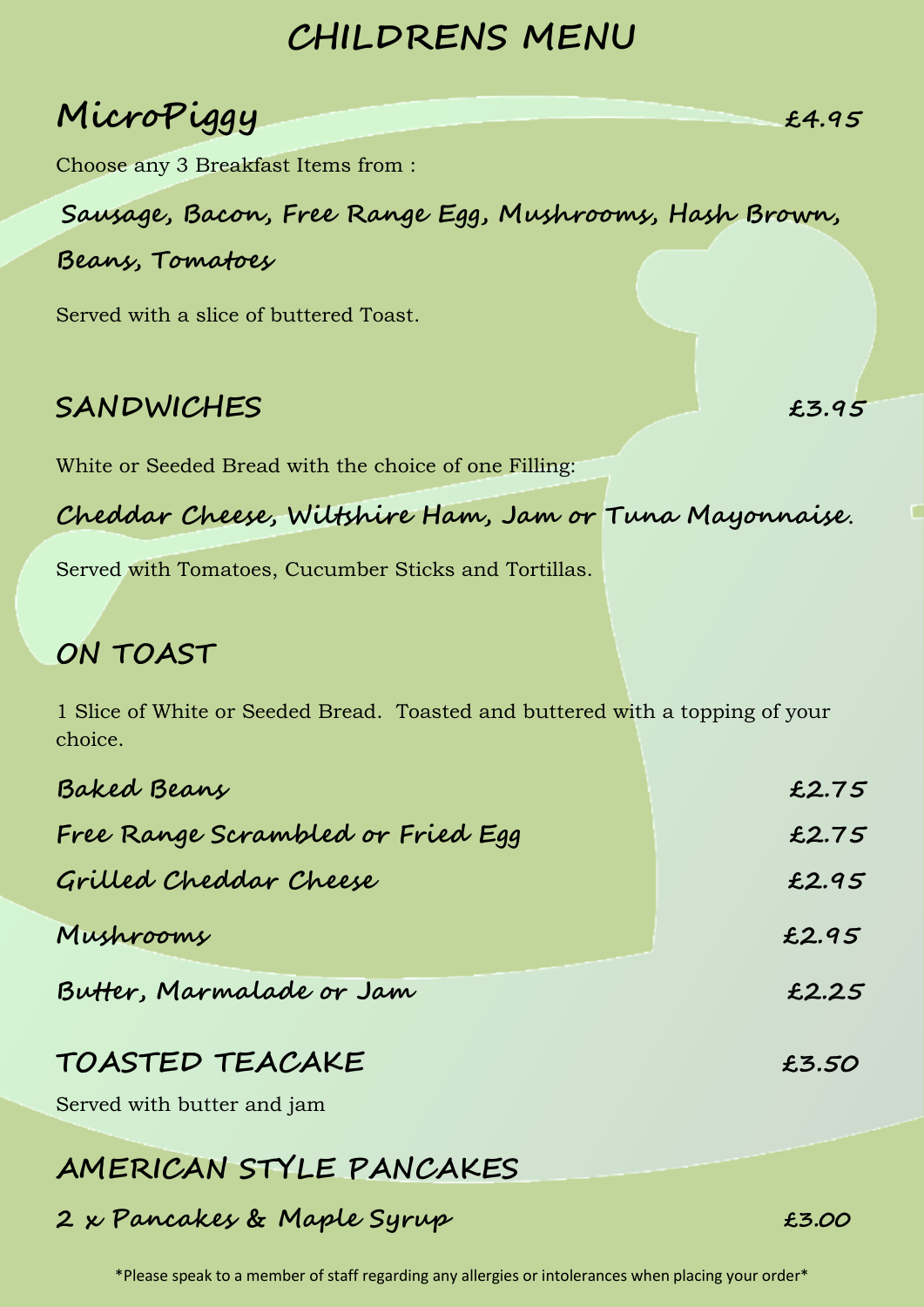# CHILDRENS MENU

## MicroPiggy — £4.95

Choose any 3 Breakfast Items from :

**Sausage, Bacon, Free Range Egg, Mushrooms, Hash Brown, Beans, Tomatoes**

Served with a slice of buttered Toast.

## SANDWICHES — £3.95

White or Seeded Bread with the choice of one Filling:

**Cheddar Cheese, Wiltshire Ham, Jam or Tuna Mayonnaise.**

Served with Tomatoes, Cucumber Sticks and Tortillas.

## ON TOAST

1 Slice of White or Seeded Bread. Toasted and buttered with a topping of your choice.

| Item | Price |
| --- | --- |
| **Baked Beans** | **£2.75** |
| **Free Range Scrambled or Fried Egg** | **£2.75** |
| **Grilled Cheddar Cheese** | **£2.95** |
| **Mushrooms** | **£2.95** |
| **Butter, Marmalade or Jam** | **£2.25** |

## TOASTED TEACAKE — £3.50

Served with butter and jam

## AMERICAN STYLE PANCAKES

**2 x Pancakes & Maple Syrup — £3.00**

*Please speak to a member of staff regarding any allergies or intolerances when placing your order*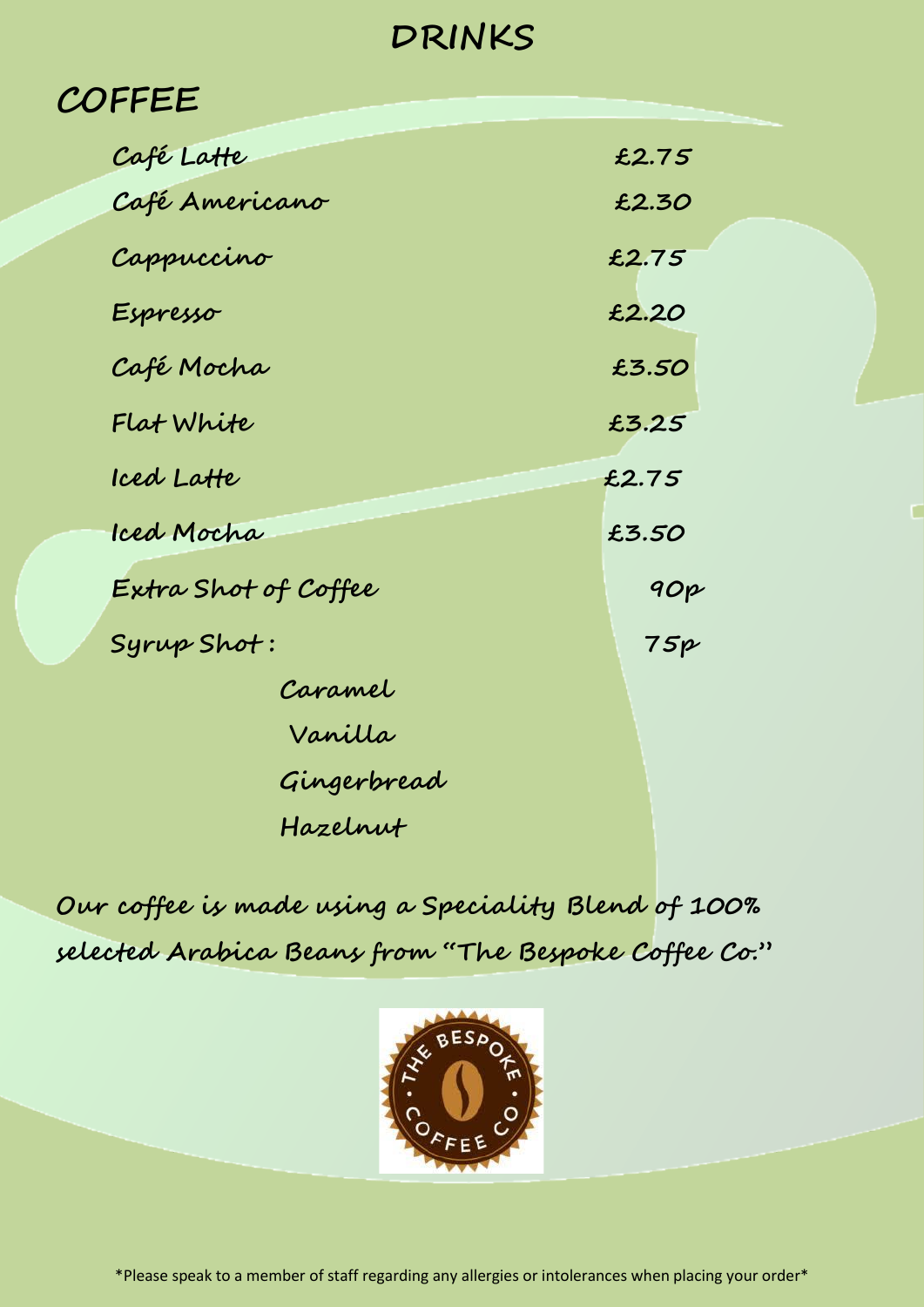# DRINKS

## COFFEE

| | |
|---|---|
| Café Latte | £2.75 |
| Café Americano | £2.30 |
| Cappuccino | £2.75 |
| Espresso | £2.20 |
| Café Mocha | £3.50 |
| Flat White | £3.25 |
| Iced Latte | £2.75 |
| Iced Mocha | £3.50 |
| Extra Shot of Coffee | 90p |
| Syrup Shot : | 75p |

Caramel
Vanilla
Gingerbread
Hazelnut

Our coffee is made using a Speciality Blend of 100% selected Arabica Beans from "The Bespoke Coffee Co."

\*Please speak to a member of staff regarding any allergies or intolerances when placing your order\*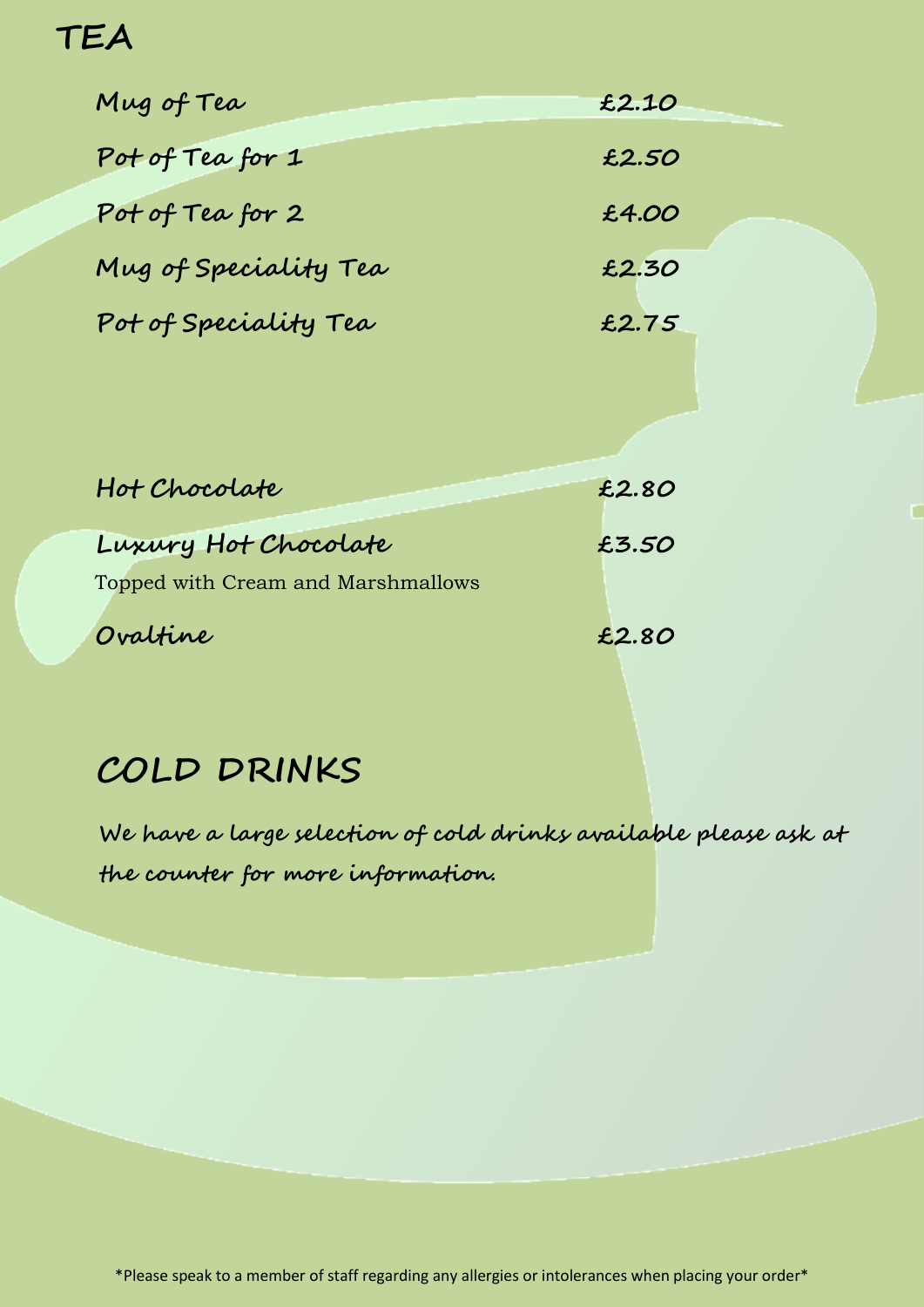# TEA

| Item | Price |
| --- | --- |
| Mug of Tea | £2.10 |
| Pot of Tea for 1 | £2.50 |
| Pot of Tea for 2 | £4.00 |
| Mug of Speciality Tea | £2.30 |
| Pot of Speciality Tea | £2.75 |

| Item | Price |
| --- | --- |
| Hot Chocolate | £2.80 |
| Luxury Hot Chocolate<br>Topped with Cream and Marshmallows | £3.50 |
| Ovaltine | £2.80 |

# COLD DRINKS

We have a large selection of cold drinks available please ask at the counter for more information.

*Please speak to a member of staff regarding any allergies or intolerances when placing your order*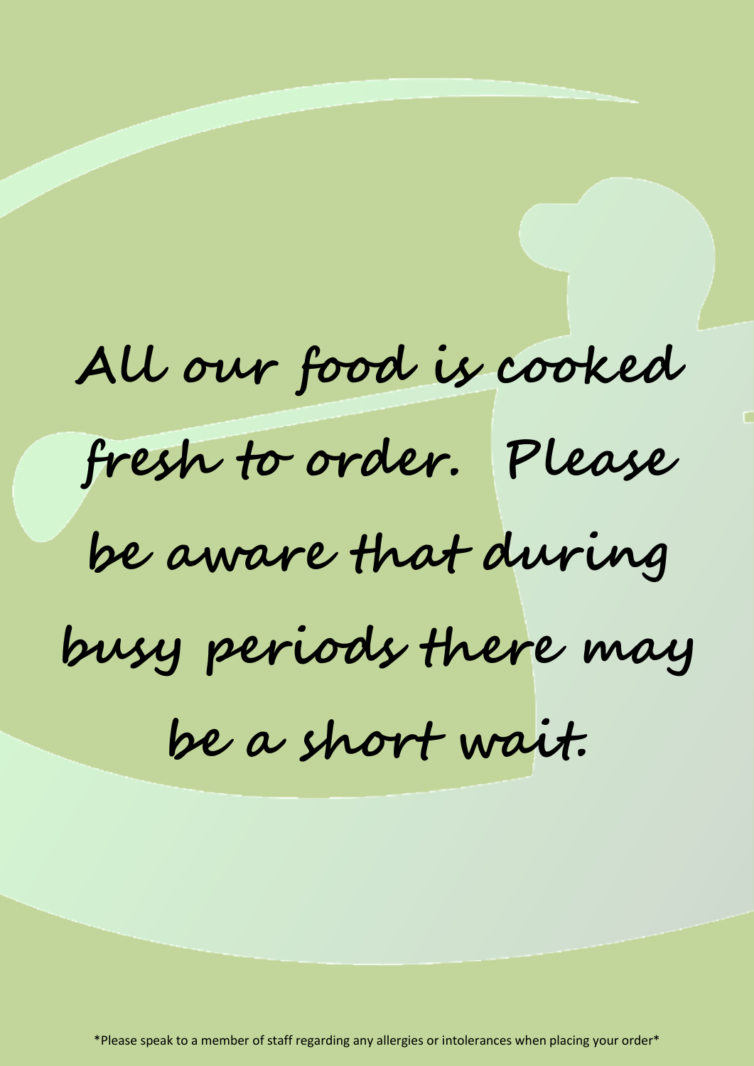**All our food is cooked fresh to order. Please be aware that during busy periods there may be a short wait.**

*Please speak to a member of staff regarding any allergies or intolerances when placing your order*